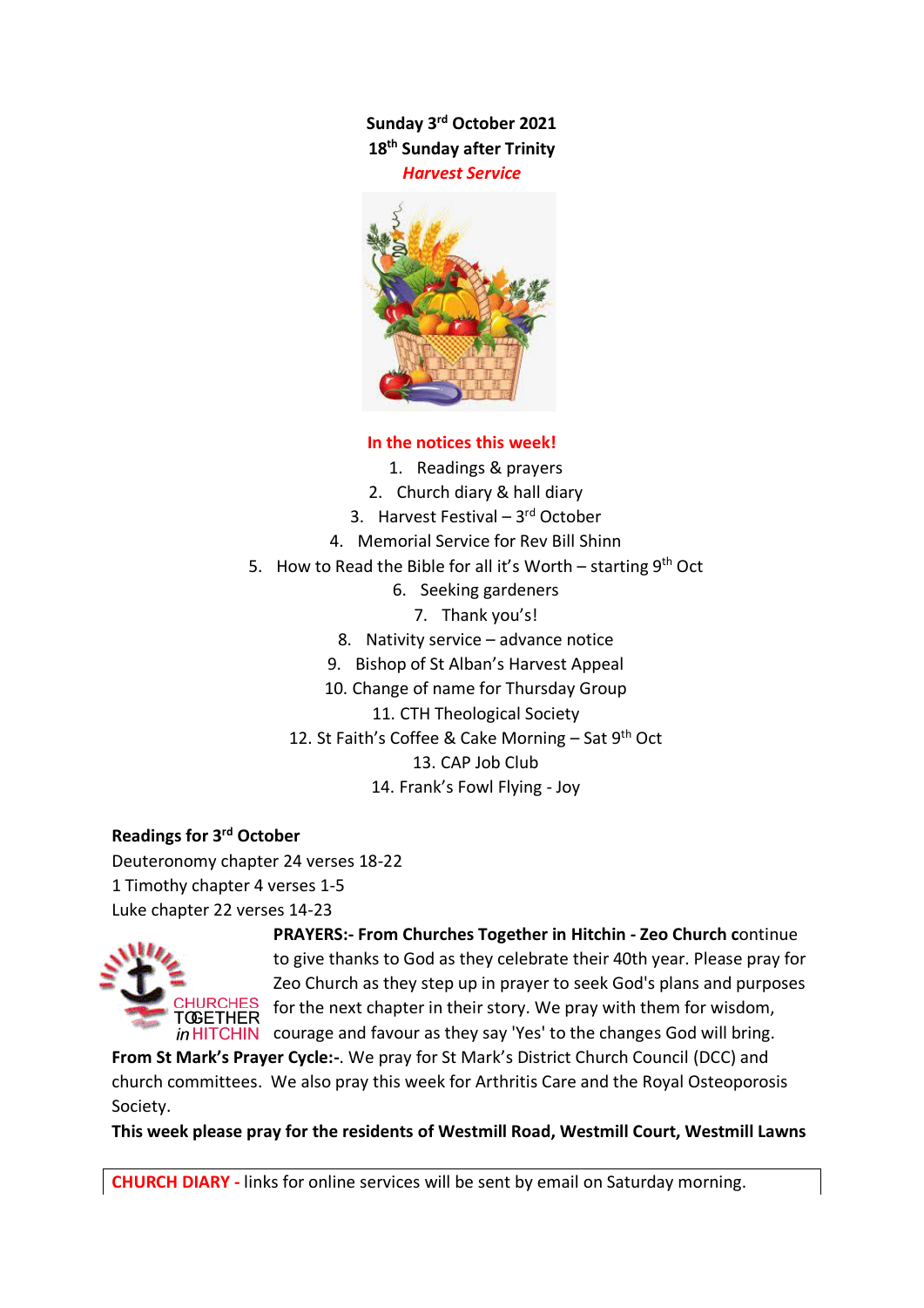**Sunday 3rd October 2021**
**18th Sunday after Trinity**
***Harvest Service***

**In the notices this week!**

1. Readings & prayers
2. Church diary & hall diary
3. Harvest Festival – 3rd October
4. Memorial Service for Rev Bill Shinn
5. How to Read the Bible for all it's Worth – starting 9th Oct
6. Seeking gardeners
7. Thank you's!
8. Nativity service – advance notice
9. Bishop of St Alban's Harvest Appeal
10. Change of name for Thursday Group
11. CTH Theological Society
12. St Faith's Coffee & Cake Morning – Sat 9th Oct
13. CAP Job Club
14. Frank's Fowl Flying - Joy

**Readings for 3rd October**

Deuteronomy chapter 24 verses 18-22
1 Timothy chapter 4 verses 1-5
Luke chapter 22 verses 14-23

**PRAYERS:- From Churches Together in Hitchin - Zeo Church c**ontinue to give thanks to God as they celebrate their 40th year. Please pray for Zeo Church as they step up in prayer to seek God's plans and purposes for the next chapter in their story. We pray with them for wisdom, courage and favour as they say 'Yes' to the changes God will bring.

**From St Mark's Prayer Cycle:-**. We pray for St Mark's District Church Council (DCC) and church committees. We also pray this week for Arthritis Care and the Royal Osteoporosis Society.

**This week please pray for the residents of Westmill Road, Westmill Court, Westmill Lawns**

**CHURCH DIARY -** links for online services will be sent by email on Saturday morning.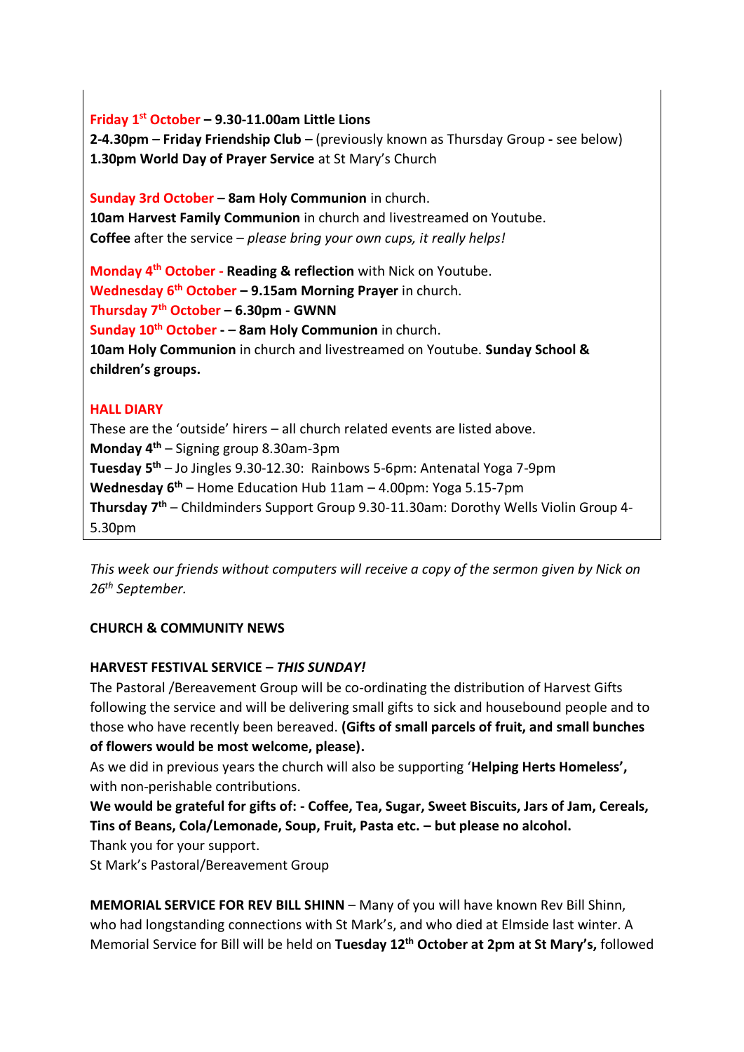**Friday 1st October – 9.30-11.00am Little Lions**
**2-4.30pm – Friday Friendship Club –** (previously known as Thursday Group **-** see below)
**1.30pm World Day of Prayer Service** at St Mary's Church

**Sunday 3rd October – 8am Holy Communion** in church.
**10am Harvest Family Communion** in church and livestreamed on Youtube.
**Coffee** after the service – *please bring your own cups, it really helps!*

**Monday 4th October - Reading & reflection** with Nick on Youtube.
**Wednesday 6th October – 9.15am Morning Prayer** in church.
**Thursday 7th October – 6.30pm - GWNN**
**Sunday 10th October - – 8am Holy Communion** in church.
**10am Holy Communion** in church and livestreamed on Youtube. **Sunday School & children's groups.**

**HALL DIARY**

These are the 'outside' hirers – all church related events are listed above.
**Monday 4th** – Signing group 8.30am-3pm
**Tuesday 5th** – Jo Jingles 9.30-12.30: Rainbows 5-6pm: Antenatal Yoga 7-9pm
**Wednesday 6th** – Home Education Hub 11am – 4.00pm: Yoga 5.15-7pm
**Thursday 7th** – Childminders Support Group 9.30-11.30am: Dorothy Wells Violin Group 4-5.30pm

*This week our friends without computers will receive a copy of the sermon given by Nick on 26th September.*

**CHURCH & COMMUNITY NEWS**

**HARVEST FESTIVAL SERVICE – *THIS SUNDAY!***

The Pastoral /Bereavement Group will be co-ordinating the distribution of Harvest Gifts following the service and will be delivering small gifts to sick and housebound people and to those who have recently been bereaved. **(Gifts of small parcels of fruit, and small bunches of flowers would be most welcome, please).**

As we did in previous years the church will also be supporting '**Helping Herts Homeless',** with non-perishable contributions.

**We would be grateful for gifts of: - Coffee, Tea, Sugar, Sweet Biscuits, Jars of Jam, Cereals, Tins of Beans, Cola/Lemonade, Soup, Fruit, Pasta etc. – but please no alcohol.**

Thank you for your support.

St Mark's Pastoral/Bereavement Group

**MEMORIAL SERVICE FOR REV BILL SHINN** – Many of you will have known Rev Bill Shinn, who had longstanding connections with St Mark's, and who died at Elmside last winter. A Memorial Service for Bill will be held on **Tuesday 12th October at 2pm at St Mary's,** followed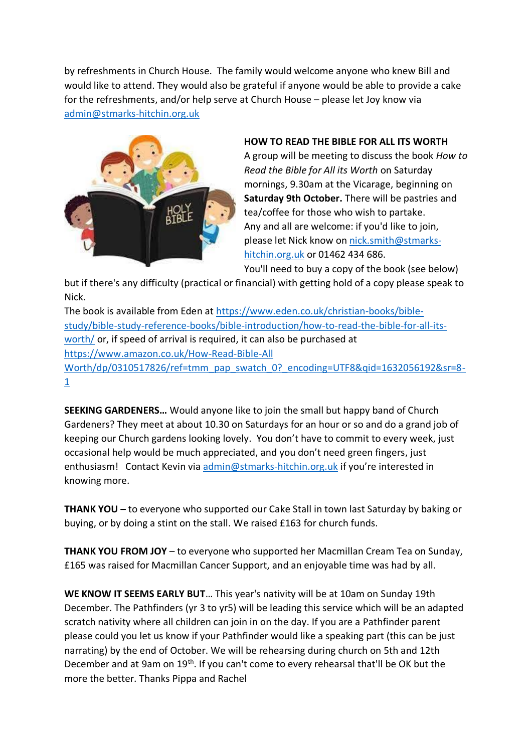by refreshments in Church House. The family would welcome anyone who knew Bill and would like to attend. They would also be grateful if anyone would be able to provide a cake for the refreshments, and/or help serve at Church House – please let Joy know via admin@stmarks-hitchin.org.uk

**HOW TO READ THE BIBLE FOR ALL ITS WORTH**

A group will be meeting to discuss the book *How to Read the Bible for All its Worth* on Saturday mornings, 9.30am at the Vicarage, beginning on **Saturday 9th October.** There will be pastries and tea/coffee for those who wish to partake.

Any and all are welcome: if you'd like to join, please let Nick know on nick.smith@stmarks-hitchin.org.uk or 01462 434 686.

You'll need to buy a copy of the book (see below) but if there's any difficulty (practical or financial) with getting hold of a copy please speak to Nick.

The book is available from Eden at https://www.eden.co.uk/christian-books/bible-study/bible-study-reference-books/bible-introduction/how-to-read-the-bible-for-all-its-worth/ or, if speed of arrival is required, it can also be purchased at https://www.amazon.co.uk/How-Read-Bible-All Worth/dp/0310517826/ref=tmm_pap_swatch_0?_encoding=UTF8&qid=1632056192&sr=8-1

**SEEKING GARDENERS…** Would anyone like to join the small but happy band of Church Gardeners? They meet at about 10.30 on Saturdays for an hour or so and do a grand job of keeping our Church gardens looking lovely. You don't have to commit to every week, just occasional help would be much appreciated, and you don't need green fingers, just enthusiasm! Contact Kevin via admin@stmarks-hitchin.org.uk if you're interested in knowing more.

**THANK YOU –** to everyone who supported our Cake Stall in town last Saturday by baking or buying, or by doing a stint on the stall. We raised £163 for church funds.

**THANK YOU FROM JOY** – to everyone who supported her Macmillan Cream Tea on Sunday, £165 was raised for Macmillan Cancer Support, and an enjoyable time was had by all.

**WE KNOW IT SEEMS EARLY BUT**… This year's nativity will be at 10am on Sunday 19th December. The Pathfinders (yr 3 to yr5) will be leading this service which will be an adapted scratch nativity where all children can join in on the day. If you are a Pathfinder parent please could you let us know if your Pathfinder would like a speaking part (this can be just narrating) by the end of October. We will be rehearsing during church on 5th and 12th December and at 9am on 19th. If you can't come to every rehearsal that'll be OK but the more the better. Thanks Pippa and Rachel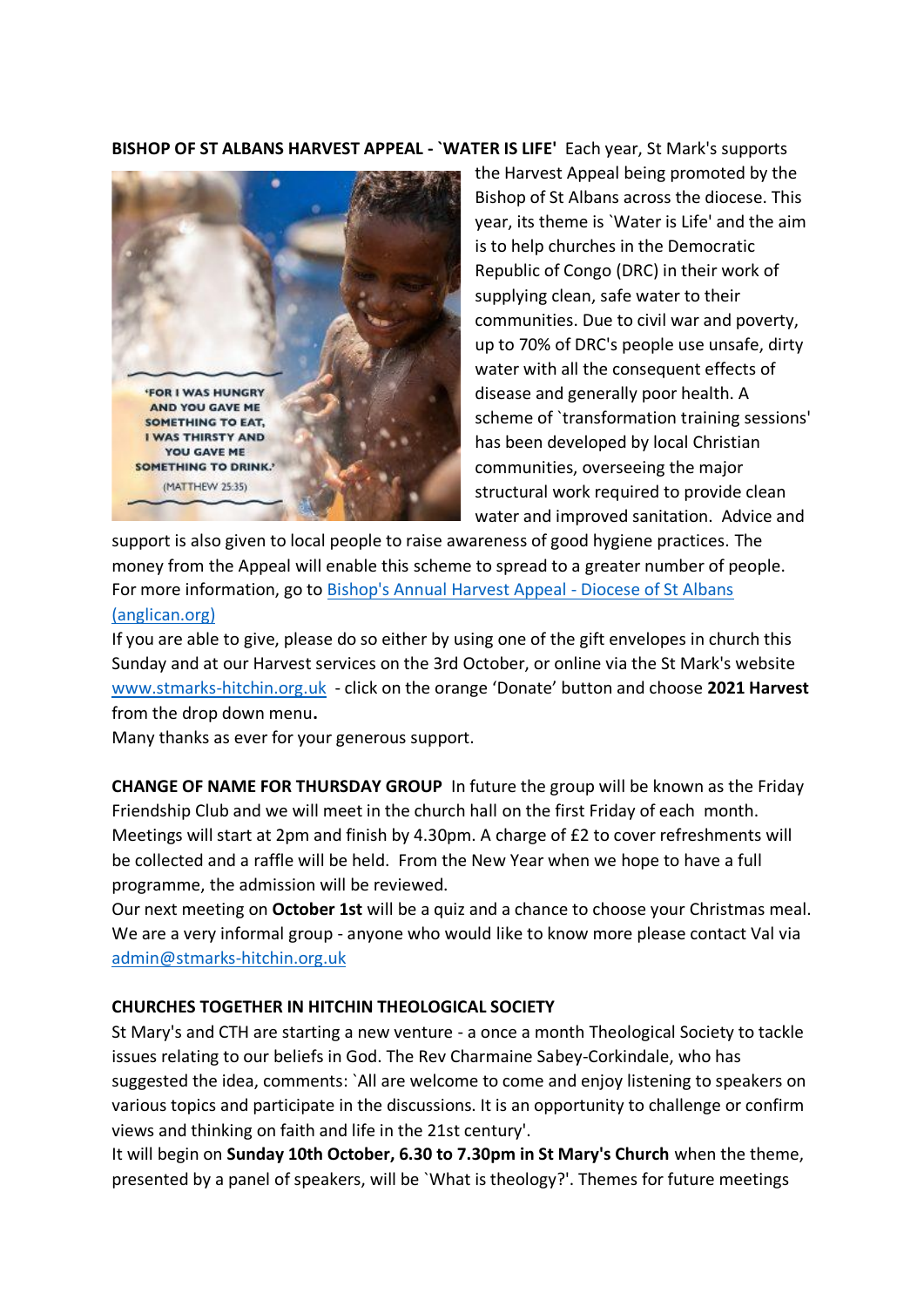**BISHOP OF ST ALBANS HARVEST APPEAL - `WATER IS LIFE'** Each year, St Mark's supports the Harvest Appeal being promoted by the Bishop of St Albans across the diocese. This year, its theme is `Water is Life' and the aim is to help churches in the Democratic Republic of Congo (DRC) in their work of supplying clean, safe water to their communities. Due to civil war and poverty, up to 70% of DRC's people use unsafe, dirty water with all the consequent effects of disease and generally poor health. A scheme of `transformation training sessions' has been developed by local Christian communities, overseeing the major structural work required to provide clean water and improved sanitation. Advice and support is also given to local people to raise awareness of good hygiene practices. The money from the Appeal will enable this scheme to spread to a greater number of people. For more information, go to [Bishop's Annual Harvest Appeal - Diocese of St Albans (anglican.org)](Bishop's Annual Harvest Appeal - Diocese of St Albans (anglican.org))

If you are able to give, please do so either by using one of the gift envelopes in church this Sunday and at our Harvest services on the 3rd October, or online via the St Mark's website www.stmarks-hitchin.org.uk - click on the orange 'Donate' button and choose **2021 Harvest** from the drop down menu**.**

Many thanks as ever for your generous support.

**CHANGE OF NAME FOR THURSDAY GROUP** In future the group will be known as the Friday Friendship Club and we will meet in the church hall on the first Friday of each month. Meetings will start at 2pm and finish by 4.30pm. A charge of £2 to cover refreshments will be collected and a raffle will be held. From the New Year when we hope to have a full programme, the admission will be reviewed.

Our next meeting on **October 1st** will be a quiz and a chance to choose your Christmas meal. We are a very informal group - anyone who would like to know more please contact Val via admin@stmarks-hitchin.org.uk

**CHURCHES TOGETHER IN HITCHIN THEOLOGICAL SOCIETY**

St Mary's and CTH are starting a new venture - a once a month Theological Society to tackle issues relating to our beliefs in God. The Rev Charmaine Sabey-Corkindale, who has suggested the idea, comments: `All are welcome to come and enjoy listening to speakers on various topics and participate in the discussions. It is an opportunity to challenge or confirm views and thinking on faith and life in the 21st century'.

It will begin on **Sunday 10th October, 6.30 to 7.30pm in St Mary's Church** when the theme, presented by a panel of speakers, will be `What is theology?'. Themes for future meetings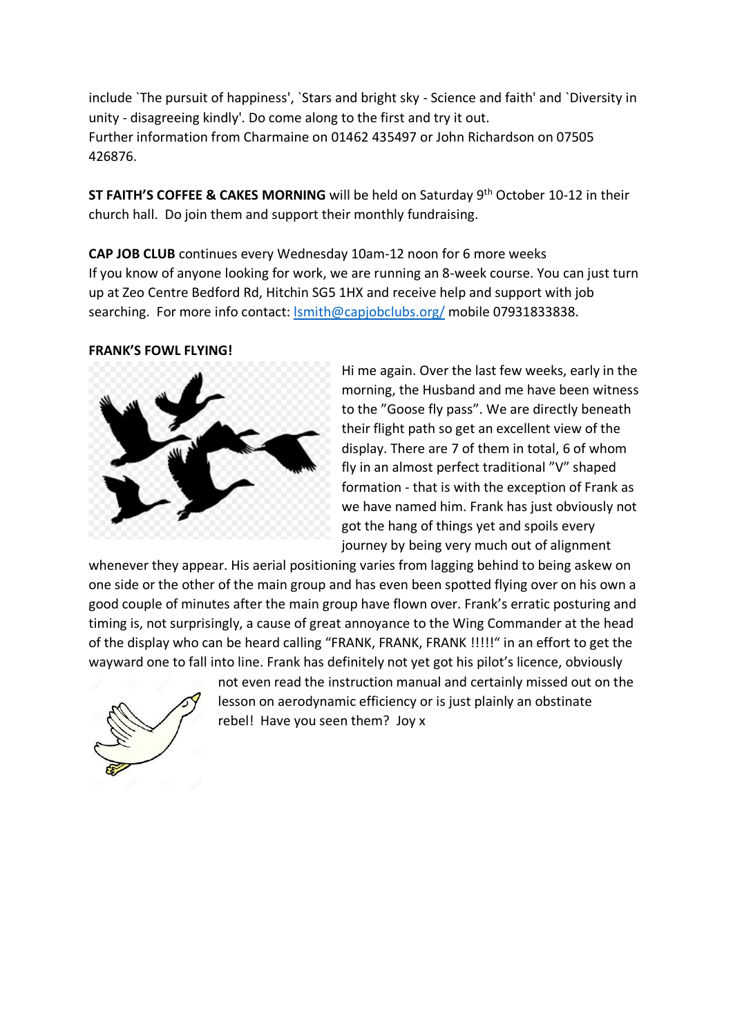include `The pursuit of happiness', `Stars and bright sky - Science and faith' and `Diversity in unity - disagreeing kindly'. Do come along to the first and try it out.
Further information from Charmaine on 01462 435497 or John Richardson on 07505 426876.

**ST FAITH'S COFFEE & CAKES MORNING** will be held on Saturday 9th October 10-12 in their church hall. Do join them and support their monthly fundraising.

**CAP JOB CLUB** continues every Wednesday 10am-12 noon for 6 more weeks
If you know of anyone looking for work, we are running an 8-week course. You can just turn up at Zeo Centre Bedford Rd, Hitchin SG5 1HX and receive help and support with job searching. For more info contact: lsmith@capjobclubs.org/ mobile 07931833838.

**FRANK'S FOWL FLYING!**

Hi me again. Over the last few weeks, early in the morning, the Husband and me have been witness to the "Goose fly pass". We are directly beneath their flight path so get an excellent view of the display. There are 7 of them in total, 6 of whom fly in an almost perfect traditional "V" shaped formation - that is with the exception of Frank as we have named him. Frank has just obviously not got the hang of things yet and spoils every journey by being very much out of alignment whenever they appear. His aerial positioning varies from lagging behind to being askew on one side or the other of the main group and has even been spotted flying over on his own a good couple of minutes after the main group have flown over. Frank's erratic posturing and timing is, not surprisingly, a cause of great annoyance to the Wing Commander at the head of the display who can be heard calling "FRANK, FRANK, FRANK !!!!!" in an effort to get the wayward one to fall into line. Frank has definitely not yet got his pilot's licence, obviously not even read the instruction manual and certainly missed out on the lesson on aerodynamic efficiency or is just plainly an obstinate rebel! Have you seen them? Joy x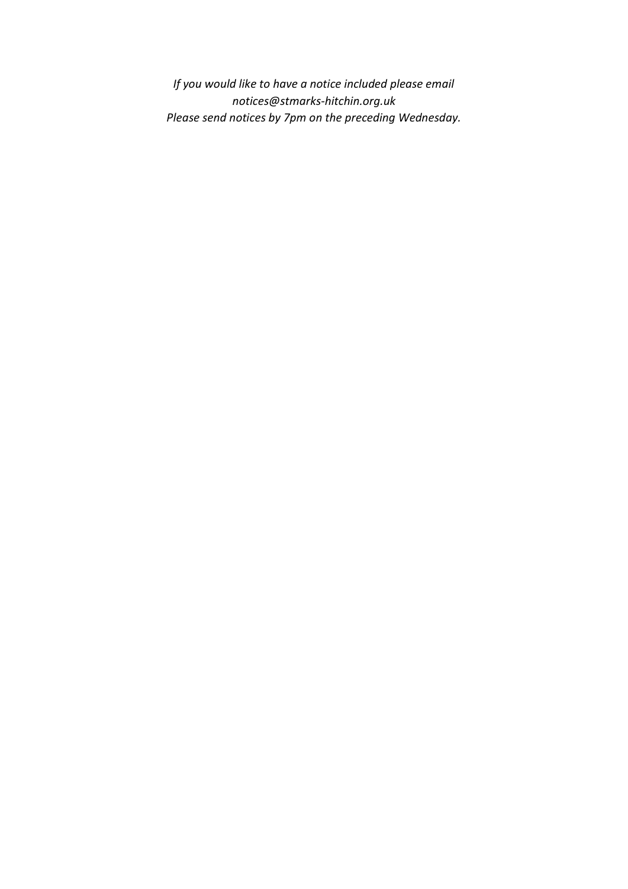*If you would like to have a notice included please email notices@stmarks-hitchin.org.uk*
*Please send notices by 7pm on the preceding Wednesday.*